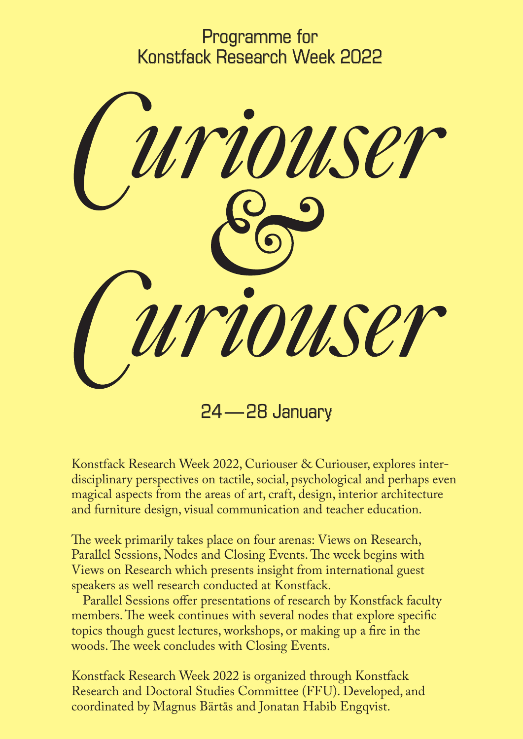Programme for
Konstfack Research Week 2022

# Curiouser & Curiouser

24 — 28 January

Konstfack Research Week 2022, Curiouser & Curiouser, explores inter-disciplinary perspectives on tactile, social, psychological and perhaps even magical aspects from the areas of art, craft, design, interior architecture and furniture design, visual communication and teacher education.

The week primarily takes place on four arenas: Views on Research, Parallel Sessions, Nodes and Closing Events. The week begins with Views on Research which presents insight from international guest speakers as well research conducted at Konstfack.

Parallel Sessions offer presentations of research by Konstfack faculty members. The week continues with several nodes that explore specific topics though guest lectures, workshops, or making up a fire in the woods. The week concludes with Closing Events.

Konstfack Research Week 2022 is organized through Konstfack Research and Doctoral Studies Committee (FFU). Developed, and coordinated by Magnus Bärtås and Jonatan Habib Engqvist.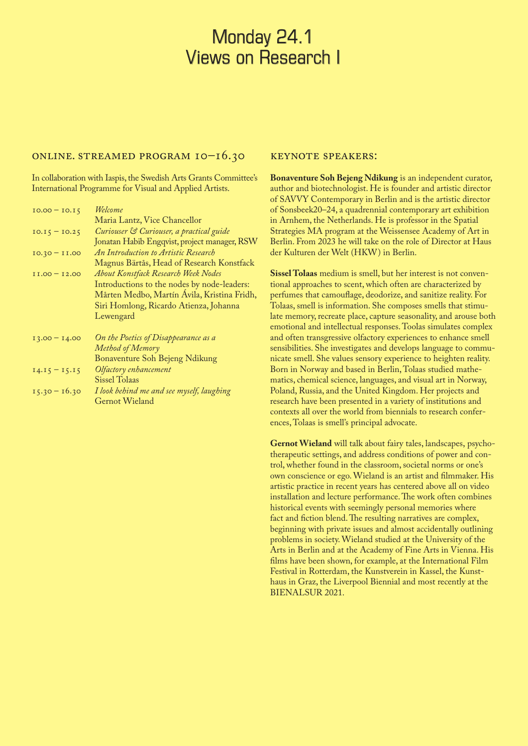# Monday 24.1
# Views on Research I

## ONLINE. STREAMED PROGRAM 10–16.30

In collaboration with Iaspis, the Swedish Arts Grants Committee's International Programme for Visual and Applied Artists.

| | |
|---|---|
| 10.00 – 10.15 | *Welcome*<br>Maria Lantz, Vice Chancellor |
| 10.15 – 10.25 | *Curiouser & Curiouser, a practical guide*<br>Jonatan Habib Engqvist, project manager, RSW |
| 10.30 – 11.00 | *An Introduction to Artistic Research*<br>Magnus Bärtås, Head of Research Konstfack |
| 11.00 – 12.00 | *About Konstfack Research Week Nodes*<br>Introductions to the nodes by node-leaders: Mårten Medbo, Martín Ávila, Kristina Fridh, Siri Homlong, Ricardo Atienza, Johanna Lewengard |
| 13.00 – 14.00 | *On the Poetics of Disappearance as a Method of Memory*<br>Bonaventure Soh Bejeng Ndikung |
| 14.15 – 15.15 | *Olfactory enhancement*<br>Sissel Tolaas |
| 15.30 – 16.30 | *I look behind me and see myself, laughing*<br>Gernot Wieland |

## KEYNOTE SPEAKERS:

**Bonaventure Soh Bejeng Ndikung** is an independent curator, author and biotechnologist. He is founder and artistic director of SAVVY Contemporary in Berlin and is the artistic director of Sonsbeek20–24, a quadrennial contemporary art exhibition in Arnhem, the Netherlands. He is professor in the Spatial Strategies MA program at the Weissensee Academy of Art in Berlin. From 2023 he will take on the role of Director at Haus der Kulturen der Welt (HKW) in Berlin.

**Sissel Tolaas** medium is smell, but her interest is not conventional approaches to scent, which often are characterized by perfumes that camouflage, deodorize, and sanitize reality. For Tolaas, smell is information. She composes smells that stimulate memory, recreate place, capture seasonality, and arouse both emotional and intellectual responses. Toolas simulates complex and often transgressive olfactory experiences to enhance smell sensibilities. She investigates and develops language to communicate smell. She values sensory experience to heighten reality. Born in Norway and based in Berlin, Tolaas studied mathematics, chemical science, languages, and visual art in Norway, Poland, Russia, and the United Kingdom. Her projects and research have been presented in a variety of institutions and contexts all over the world from biennials to research conferences, Tolaas is smell's principal advocate.

**Gernot Wieland** will talk about fairy tales, landscapes, psychotherapeutic settings, and address conditions of power and control, whether found in the classroom, societal norms or one's own conscience or ego. Wieland is an artist and filmmaker. His artistic practice in recent years has centered above all on video installation and lecture performance. The work often combines historical events with seemingly personal memories where fact and fiction blend. The resulting narratives are complex, beginning with private issues and almost accidentally outlining problems in society. Wieland studied at the University of the Arts in Berlin and at the Academy of Fine Arts in Vienna. His films have been shown, for example, at the International Film Festival in Rotterdam, the Kunstverein in Kassel, the Kunsthaus in Graz, the Liverpool Biennial and most recently at the BIENALSUR 2021.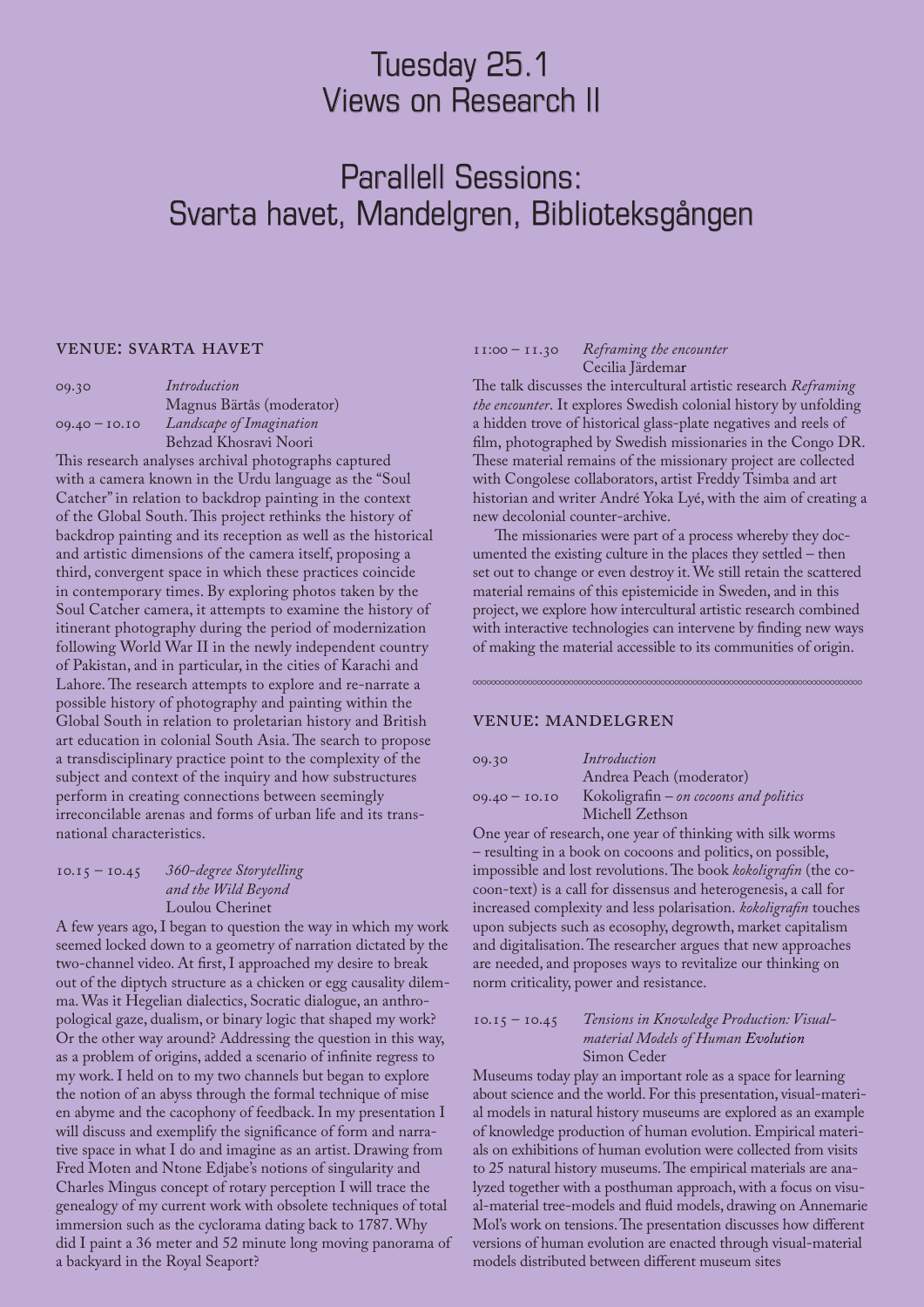# Tuesday 25.1
# Views on Research II

# Parallell Sessions:
# Svarta havet, Mandelgren, Biblioteksgången

## VENUE: SVARTA HAVET

09.30 *Introduction*
Magnus Bärtås (moderator)

09.40 – 10.10 *Landscape of Imagination*
Behzad Khosravi Noori

This research analyses archival photographs captured with a camera known in the Urdu language as the "Soul Catcher" in relation to backdrop painting in the context of the Global South. This project rethinks the history of backdrop painting and its reception as well as the historical and artistic dimensions of the camera itself, proposing a third, convergent space in which these practices coincide in contemporary times. By exploring photos taken by the Soul Catcher camera, it attempts to examine the history of itinerant photography during the period of modernization following World War II in the newly independent country of Pakistan, and in particular, in the cities of Karachi and Lahore. The research attempts to explore and re-narrate a possible history of photography and painting within the Global South in relation to proletarian history and British art education in colonial South Asia. The search to propose a transdisciplinary practice point to the complexity of the subject and context of the inquiry and how substructures perform in creating connections between seemingly irreconcilable arenas and forms of urban life and its transnational characteristics.

10.15 – 10.45 *360-degree Storytelling and the Wild Beyond*
Loulou Cherinet

A few years ago, I began to question the way in which my work seemed locked down to a geometry of narration dictated by the two-channel video. At first, I approached my desire to break out of the diptych structure as a chicken or egg causality dilemma. Was it Hegelian dialectics, Socratic dialogue, an anthropological gaze, dualism, or binary logic that shaped my work? Or the other way around? Addressing the question in this way, as a problem of origins, added a scenario of infinite regress to my work. I held on to my two channels but began to explore the notion of an abyss through the formal technique of mise en abyme and the cacophony of feedback. In my presentation I will discuss and exemplify the significance of form and narrative space in what I do and imagine as an artist. Drawing from Fred Moten and Ntone Edjabe's notions of singularity and Charles Mingus concept of rotary perception I will trace the genealogy of my current work with obsolete techniques of total immersion such as the cyclorama dating back to 1787. Why did I paint a 36 meter and 52 minute long moving panorama of a backyard in the Royal Seaport?

11:00 – 11.30 *Reframing the encounter*
Cecilia Järdemar

The talk discusses the intercultural artistic research *Reframing the encounter*. It explores Swedish colonial history by unfolding a hidden trove of historical glass-plate negatives and reels of film, photographed by Swedish missionaries in the Congo DR. These material remains of the missionary project are collected with Congolese collaborators, artist Freddy Tsimba and art historian and writer André Yoka Lyé, with the aim of creating a new decolonial counter-archive.

The missionaries were part of a process whereby they documented the existing culture in the places they settled – then set out to change or even destroy it. We still retain the scattered material remains of this epistemicide in Sweden, and in this project, we explore how intercultural artistic research combined with interactive technologies can intervene by finding new ways of making the material accessible to its communities of origin.

## VENUE: MANDELGREN

09.30 *Introduction*
Andrea Peach (moderator)

09.40 – 10.10 Kokoligrafin – *on cocoons and politics*
Michell Zethson

One year of research, one year of thinking with silk worms – resulting in a book on cocoons and politics, on possible, impossible and lost revolutions. The book *kokoligrafin* (the cocoon-text) is a call for dissensus and heterogenesis, a call for increased complexity and less polarisation. *kokoligrafin* touches upon subjects such as ecosophy, degrowth, market capitalism and digitalisation. The researcher argues that new approaches are needed, and proposes ways to revitalize our thinking on norm criticality, power and resistance.

10.15 – 10.45 *Tensions in Knowledge Production: Visual-material Models of Human Evolution*
Simon Ceder

Museums today play an important role as a space for learning about science and the world. For this presentation, visual-material models in natural history museums are explored as an example of knowledge production of human evolution. Empirical materials on exhibitions of human evolution were collected from visits to 25 natural history museums. The empirical materials are analyzed together with a posthuman approach, with a focus on visual-material tree-models and fluid models, drawing on Annemarie Mol's work on tensions. The presentation discusses how different versions of human evolution are enacted through visual-material models distributed between different museum sites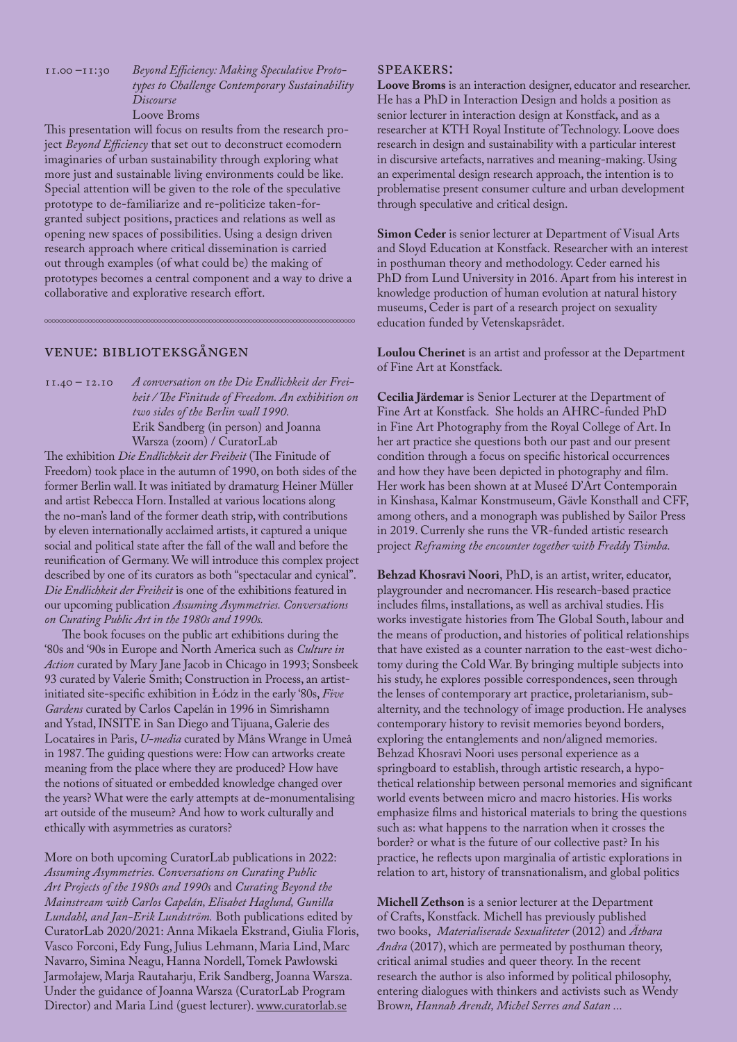11.00 – 11:30 *Beyond Efficiency: Making Speculative Prototypes to Challenge Contemporary Sustainability Discourse*
Loove Broms

This presentation will focus on results from the research project *Beyond Efficiency* that set out to deconstruct ecomodern imaginaries of urban sustainability through exploring what more just and sustainable living environments could be like. Special attention will be given to the role of the speculative prototype to de-familiarize and re-politicize taken-for-granted subject positions, practices and relations as well as opening new spaces of possibilities. Using a design driven research approach where critical dissemination is carried out through examples (of what could be) the making of prototypes becomes a central component and a way to drive a collaborative and explorative research effort.

## VENUE: BIBLIOTEKSGÅNGEN

11.40 – 12.10 *A conversation on the Die Endlichkeit der Freiheit / The Finitude of Freedom. An exhibition on two sides of the Berlin wall 1990.*
Erik Sandberg (in person) and Joanna Warsza (zoom) / CuratorLab

The exhibition *Die Endlichkeit der Freiheit* (The Finitude of Freedom) took place in the autumn of 1990, on both sides of the former Berlin wall. It was initiated by dramaturg Heiner Müller and artist Rebecca Horn. Installed at various locations along the no-man's land of the former death strip, with contributions by eleven internationally acclaimed artists, it captured a unique social and political state after the fall of the wall and before the reunification of Germany. We will introduce this complex project described by one of its curators as both "spectacular and cynical". *Die Endlichkeit der Freiheit* is one of the exhibitions featured in our upcoming publication *Assuming Asymmetries. Conversations on Curating Public Art in the 1980s and 1990s.*

The book focuses on the public art exhibitions during the '80s and '90s in Europe and North America such as *Culture in Action* curated by Mary Jane Jacob in Chicago in 1993; Sonsbeek 93 curated by Valerie Smith; Construction in Process, an artist-initiated site-specific exhibition in Łódz in the early '80s, *Five Gardens* curated by Carlos Capelán in 1996 in Simrishamn and Ystad, INSITE in San Diego and Tijuana, Galerie des Locataires in Paris, *U-media* curated by Måns Wrange in Umeå in 1987. The guiding questions were: How can artworks create meaning from the place where they are produced? How have the notions of situated or embedded knowledge changed over the years? What were the early attempts at de-monumentalising art outside of the museum? And how to work culturally and ethically with asymmetries as curators?

More on both upcoming CuratorLab publications in 2022: *Assuming Asymmetries. Conversations on Curating Public Art Projects of the 1980s and 1990s* and *Curating Beyond the Mainstream with Carlos Capelán, Elisabet Haglund, Gunilla Lundahl, and Jan-Erik Lundström.* Both publications edited by CuratorLab 2020/2021: Anna Mikaela Ekstrand, Giulia Floris, Vasco Forconi, Edy Fung, Julius Lehmann, Maria Lind, Marc Navarro, Simina Neagu, Hanna Nordell, Tomek Pawłowski Jarmołajew, Marja Rautaharju, Erik Sandberg, Joanna Warsza. Under the guidance of Joanna Warsza (CuratorLab Program Director) and Maria Lind (guest lecturer). www.curatorlab.se

## SPEAKERS:

**Loove Broms** is an interaction designer, educator and researcher. He has a PhD in Interaction Design and holds a position as senior lecturer in interaction design at Konstfack, and as a researcher at KTH Royal Institute of Technology. Loove does research in design and sustainability with a particular interest in discursive artefacts, narratives and meaning-making. Using an experimental design research approach, the intention is to problematise present consumer culture and urban development through speculative and critical design.

**Simon Ceder** is senior lecturer at Department of Visual Arts and Sloyd Education at Konstfack. Researcher with an interest in posthuman theory and methodology. Ceder earned his PhD from Lund University in 2016. Apart from his interest in knowledge production of human evolution at natural history museums, Ceder is part of a research project on sexuality education funded by Vetenskapsrådet.

**Loulou Cherinet** is an artist and professor at the Department of Fine Art at Konstfack.

**Cecilia Järdemar** is Senior Lecturer at the Department of Fine Art at Konstfack. She holds an AHRC-funded PhD in Fine Art Photography from the Royal College of Art. In her art practice she questions both our past and our present condition through a focus on specific historical occurrences and how they have been depicted in photography and film. Her work has been shown at at Museé D'Art Contemporain in Kinshasa, Kalmar Konstmuseum, Gävle Konsthall and CFF, among others, and a monograph was published by Sailor Press in 2019. Currenly she runs the VR-funded artistic research project *Reframing the encounter together with Freddy Tsimba.*

**Behzad Khosravi Noori**, PhD, is an artist, writer, educator, playgrounder and necromancer. His research-based practice includes films, installations, as well as archival studies. His works investigate histories from The Global South, labour and the means of production, and histories of political relationships that have existed as a counter narration to the east-west dichotomy during the Cold War. By bringing multiple subjects into his study, he explores possible correspondences, seen through the lenses of contemporary art practice, proletarianism, subalternity, and the technology of image production. He analyses contemporary history to revisit memories beyond borders, exploring the entanglements and non/aligned memories. Behzad Khosravi Noori uses personal experience as a springboard to establish, through artistic research, a hypothetical relationship between personal memories and significant world events between micro and macro histories. His works emphasize films and historical materials to bring the questions such as: what happens to the narration when it crosses the border? or what is the future of our collective past? In his practice, he reflects upon marginalia of artistic explorations in relation to art, history of transnationalism, and global politics

**Michell Zethson** is a senior lecturer at the Department of Crafts, Konstfack. Michell has previously published two books, *Materialiserade Sexualiteter* (2012) and *Ätbara Andra* (2017), which are permeated by posthuman theory, critical animal studies and queer theory. In the recent research the author is also informed by political philosophy, entering dialogues with thinkers and activists such as Wendy Brow*n, Hannah Arendt, Michel Serres and Satan ...*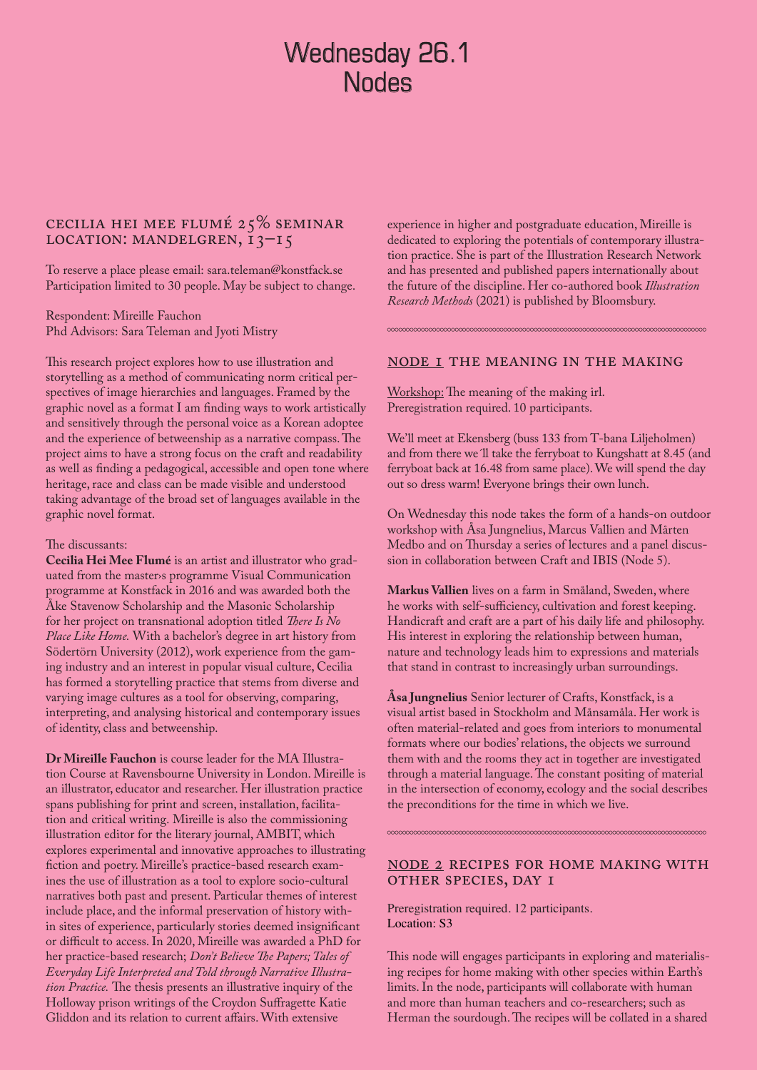# Wednesday 26.1
# Nodes

## Cecilia Hei Mee Flumé 25% seminar location: Mandelgren, 13–15

To reserve a place please email: sara.teleman@konstfack.se
Participation limited to 30 people. May be subject to change.

Respondent: Mireille Fauchon
Phd Advisors: Sara Teleman and Jyoti Mistry

This research project explores how to use illustration and storytelling as a method of communicating norm critical perspectives of image hierarchies and languages. Framed by the graphic novel as a format I am finding ways to work artistically and sensitively through the personal voice as a Korean adoptee and the experience of betweenship as a narrative compass. The project aims to have a strong focus on the craft and readability as well as finding a pedagogical, accessible and open tone where heritage, race and class can be made visible and understood taking advantage of the broad set of languages available in the graphic novel format.

The discussants:
**Cecilia Hei Mee Flumé** is an artist and illustrator who graduated from the master›s programme Visual Communication programme at Konstfack in 2016 and was awarded both the Åke Stavenow Scholarship and the Masonic Scholarship for her project on transnational adoption titled *There Is No Place Like Home.* With a bachelor's degree in art history from Södertörn University (2012), work experience from the gaming industry and an interest in popular visual culture, Cecilia has formed a storytelling practice that stems from diverse and varying image cultures as a tool for observing, comparing, interpreting, and analysing historical and contemporary issues of identity, class and betweenship.

**Dr Mireille Fauchon** is course leader for the MA Illustration Course at Ravensbourne University in London. Mireille is an illustrator, educator and researcher. Her illustration practice spans publishing for print and screen, installation, facilitation and critical writing. Mireille is also the commissioning illustration editor for the literary journal, AMBIT, which explores experimental and innovative approaches to illustrating fiction and poetry. Mireille's practice-based research examines the use of illustration as a tool to explore socio-cultural narratives both past and present. Particular themes of interest include place, and the informal preservation of history within sites of experience, particularly stories deemed insignificant or difficult to access. In 2020, Mireille was awarded a PhD for her practice-based research; *Don't Believe The Papers; Tales of Everyday Life Interpreted and Told through Narrative Illustration Practice.* The thesis presents an illustrative inquiry of the Holloway prison writings of the Croydon Suffragette Katie Gliddon and its relation to current affairs. With extensive experience in higher and postgraduate education, Mireille is dedicated to exploring the potentials of contemporary illustration practice. She is part of the Illustration Research Network and has presented and published papers internationally about the future of the discipline. Her co-authored book *Illustration Research Methods* (2021) is published by Bloomsbury.

## Node 1 The meaning in the making

Workshop: The meaning of the making irl.
Preregistration required. 10 participants.

We'll meet at Ekensberg (buss 133 from T-bana Liljeholmen) and from there we´ll take the ferryboat to Kungshatt at 8.45 (and ferryboat back at 16.48 from same place). We will spend the day out so dress warm! Everyone brings their own lunch.

On Wednesday this node takes the form of a hands-on outdoor workshop with Åsa Jungnelius, Marcus Vallien and Mårten Medbo and on Thursday a series of lectures and a panel discussion in collaboration between Craft and IBIS (Node 5).

**Markus Vallien** lives on a farm in Småland, Sweden, where he works with self-sufficiency, cultivation and forest keeping. Handicraft and craft are a part of his daily life and philosophy. His interest in exploring the relationship between human, nature and technology leads him to expressions and materials that stand in contrast to increasingly urban surroundings.

**Åsa Jungnelius** Senior lecturer of Crafts, Konstfack, is a visual artist based in Stockholm and Månsamåla. Her work is often material-related and goes from interiors to monumental formats where our bodies' relations, the objects we surround them with and the rooms they act in together are investigated through a material language. The constant positing of material in the intersection of economy, ecology and the social describes the preconditions for the time in which we live.

## Node 2 Recipes for home making with other species, day 1

Preregistration required. 12 participants.
Location: S3

This node will engages participants in exploring and materialising recipes for home making with other species within Earth's limits. In the node, participants will collaborate with human and more than human teachers and co-researchers; such as Herman the sourdough. The recipes will be collated in a shared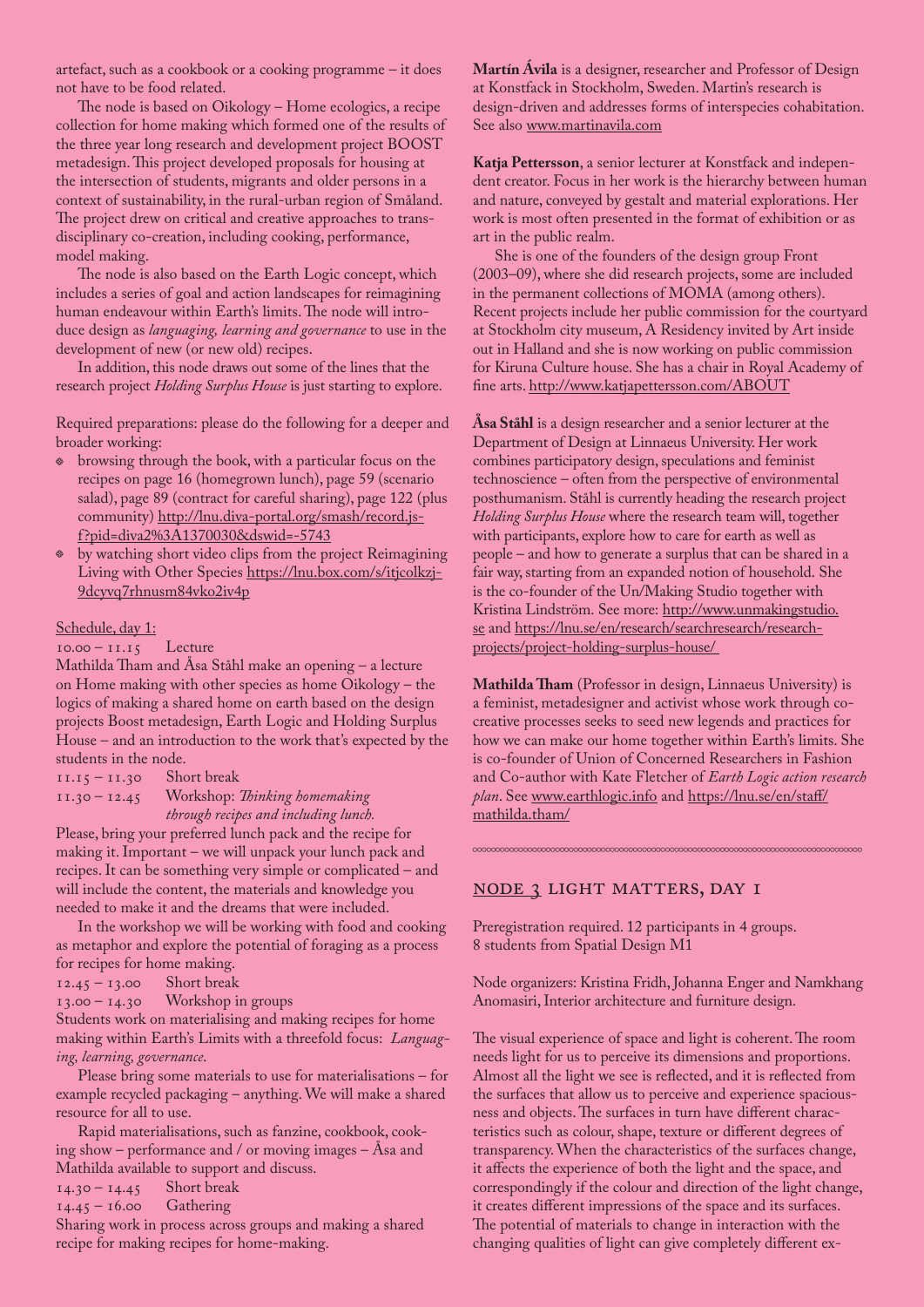artefact, such as a cookbook or a cooking programme – it does not have to be food related.

The node is based on Oikology – Home ecologics, a recipe collection for home making which formed one of the results of the three year long research and development project BOOST metadesign. This project developed proposals for housing at the intersection of students, migrants and older persons in a context of sustainability, in the rural-urban region of Småland. The project drew on critical and creative approaches to transdisciplinary co-creation, including cooking, performance, model making.

The node is also based on the Earth Logic concept, which includes a series of goal and action landscapes for reimagining human endeavour within Earth's limits. The node will introduce design as *languaging, learning and governance* to use in the development of new (or new old) recipes.

In addition, this node draws out some of the lines that the research project *Holding Surplus House* is just starting to explore.

Required preparations: please do the following for a deeper and broader working:

- browsing through the book, with a particular focus on the recipes on page 16 (homegrown lunch), page 59 (scenario salad), page 89 (contract for careful sharing), page 122 (plus community) http://lnu.diva-portal.org/smash/record.jsf?pid=diva2%3A1370030&dswid=-5743
- by watching short video clips from the project Reimagining Living with Other Species https://lnu.box.com/s/itjcolkzj9dcyvq7rhnusm84vko2iv4p

Schedule, day 1:

10.00 – 11.15 Lecture

Mathilda Tham and Åsa Ståhl make an opening – a lecture on Home making with other species as home Oikology – the logics of making a shared home on earth based on the design projects Boost metadesign, Earth Logic and Holding Surplus House – and an introduction to the work that's expected by the students in the node.

11.15 – 11.30 Short break

11.30 – 12.45 Workshop: *Thinking homemaking through recipes and including lunch.*

Please, bring your preferred lunch pack and the recipe for making it. Important – we will unpack your lunch pack and recipes. It can be something very simple or complicated – and will include the content, the materials and knowledge you needed to make it and the dreams that were included.

In the workshop we will be working with food and cooking as metaphor and explore the potential of foraging as a process for recipes for home making.

12.45 – 13.00 Short break

13.00 – 14.30 Workshop in groups

Students work on materialising and making recipes for home making within Earth's Limits with a threefold focus: *Languaging, learning, governance.*

Please bring some materials to use for materialisations – for example recycled packaging – anything. We will make a shared resource for all to use.

Rapid materialisations, such as fanzine, cookbook, cooking show – performance and / or moving images – Åsa and Mathilda available to support and discuss.

14.30 – 14.45 Short break

14.45 – 16.00 Gathering

Sharing work in process across groups and making a shared recipe for making recipes for home-making.

**Martín Ávila** is a designer, researcher and Professor of Design at Konstfack in Stockholm, Sweden. Martin's research is design-driven and addresses forms of interspecies cohabitation. See also www.martinavila.com

**Katja Pettersson**, a senior lecturer at Konstfack and independent creator. Focus in her work is the hierarchy between human and nature, conveyed by gestalt and material explorations. Her work is most often presented in the format of exhibition or as art in the public realm.

She is one of the founders of the design group Front (2003–09), where she did research projects, some are included in the permanent collections of MOMA (among others). Recent projects include her public commission for the courtyard at Stockholm city museum, A Residency invited by Art inside out in Halland and she is now working on public commission for Kiruna Culture house. She has a chair in Royal Academy of fine arts. http://www.katjapettersson.com/ABOUT

**Åsa Ståhl** is a design researcher and a senior lecturer at the Department of Design at Linnaeus University. Her work combines participatory design, speculations and feminist technoscience – often from the perspective of environmental posthumanism. Ståhl is currently heading the research project *Holding Surplus House* where the research team will, together with participants, explore how to care for earth as well as people – and how to generate a surplus that can be shared in a fair way, starting from an expanded notion of household. She is the co-founder of the Un/Making Studio together with Kristina Lindström. See more: http://www.unmakingstudio.se and https://lnu.se/en/research/searchresearch/research-projects/project-holding-surplus-house/

**Mathilda Tham** (Professor in design, Linnaeus University) is a feminist, metadesigner and activist whose work through co-creative processes seeks to seed new legends and practices for how we can make our home together within Earth's limits. She is co-founder of Union of Concerned Researchers in Fashion and Co-author with Kate Fletcher of *Earth Logic action research plan*. See www.earthlogic.info and https://lnu.se/en/staff/mathilda.tham/

## Node 3 Light Matters, day 1

Preregistration required. 12 participants in 4 groups.
8 students from Spatial Design M1

Node organizers: Kristina Fridh, Johanna Enger and Namkhang Anomasiri, Interior architecture and furniture design.

The visual experience of space and light is coherent. The room needs light for us to perceive its dimensions and proportions. Almost all the light we see is reflected, and it is reflected from the surfaces that allow us to perceive and experience spaciousness and objects. The surfaces in turn have different characteristics such as colour, shape, texture or different degrees of transparency. When the characteristics of the surfaces change, it affects the experience of both the light and the space, and correspondingly if the colour and direction of the light change, it creates different impressions of the space and its surfaces. The potential of materials to change in interaction with the changing qualities of light can give completely different ex-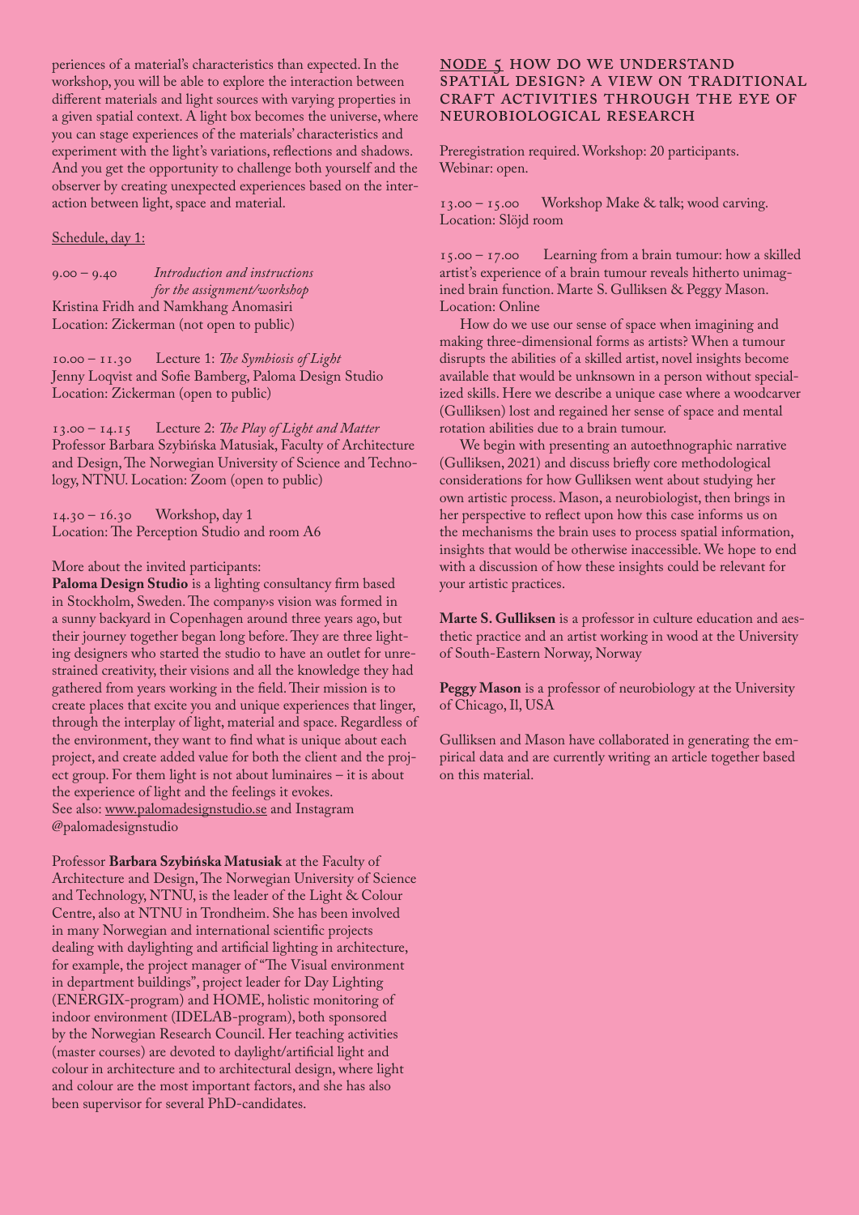periences of a material's characteristics than expected. In the workshop, you will be able to explore the interaction between different materials and light sources with varying properties in a given spatial context. A light box becomes the universe, where you can stage experiences of the materials' characteristics and experiment with the light's variations, reflections and shadows. And you get the opportunity to challenge both yourself and the observer by creating unexpected experiences based on the interaction between light, space and material.

Schedule, day 1:

9.00 – 9.40 *Introduction and instructions for the assignment/workshop*
Kristina Fridh and Namkhang Anomasiri
Location: Zickerman (not open to public)

10.00 – 11.30 Lecture 1: *The Symbiosis of Light*
Jenny Loqvist and Sofie Bamberg, Paloma Design Studio
Location: Zickerman (open to public)

13.00 – 14.15 Lecture 2: *The Play of Light and Matter*
Professor Barbara Szybińska Matusiak, Faculty of Architecture and Design, The Norwegian University of Science and Technology, NTNU. Location: Zoom (open to public)

14.30 – 16.30 Workshop, day 1
Location: The Perception Studio and room A6

More about the invited participants:
**Paloma Design Studio** is a lighting consultancy firm based in Stockholm, Sweden. The company›s vision was formed in a sunny backyard in Copenhagen around three years ago, but their journey together began long before. They are three lighting designers who started the studio to have an outlet for unrestrained creativity, their visions and all the knowledge they had gathered from years working in the field. Their mission is to create places that excite you and unique experiences that linger, through the interplay of light, material and space. Regardless of the environment, they want to find what is unique about each project, and create added value for both the client and the project group. For them light is not about luminaires – it is about the experience of light and the feelings it evokes.
See also: www.palomadesignstudio.se and Instagram @palomadesignstudio

Professor **Barbara Szybińska Matusiak** at the Faculty of Architecture and Design, The Norwegian University of Science and Technology, NTNU, is the leader of the Light & Colour Centre, also at NTNU in Trondheim. She has been involved in many Norwegian and international scientific projects dealing with daylighting and artificial lighting in architecture, for example, the project manager of "The Visual environment in department buildings", project leader for Day Lighting (ENERGIX-program) and HOME, holistic monitoring of indoor environment (IDELAB-program), both sponsored by the Norwegian Research Council. Her teaching activities (master courses) are devoted to daylight/artificial light and colour in architecture and to architectural design, where light and colour are the most important factors, and she has also been supervisor for several PhD-candidates.

## NODE 5 HOW DO WE UNDERSTAND SPATIAL DESIGN? A VIEW ON TRADITIONAL CRAFT ACTIVITIES THROUGH THE EYE OF NEUROBIOLOGICAL RESEARCH

Preregistration required. Workshop: 20 participants.
Webinar: open.

13.00 – 15.00 Workshop Make & talk; wood carving.
Location: Slöjd room

15.00 – 17.00 Learning from a brain tumour: how a skilled artist's experience of a brain tumour reveals hitherto unimagined brain function. Marte S. Gulliksen & Peggy Mason.
Location: Online

How do we use our sense of space when imagining and making three-dimensional forms as artists? When a tumour disrupts the abilities of a skilled artist, novel insights become available that would be unknsown in a person without specialized skills. Here we describe a unique case where a woodcarver (Gulliksen) lost and regained her sense of space and mental rotation abilities due to a brain tumour.

We begin with presenting an autoethnographic narrative (Gulliksen, 2021) and discuss briefly core methodological considerations for how Gulliksen went about studying her own artistic process. Mason, a neurobiologist, then brings in her perspective to reflect upon how this case informs us on the mechanisms the brain uses to process spatial information, insights that would be otherwise inaccessible. We hope to end with a discussion of how these insights could be relevant for your artistic practices.

**Marte S. Gulliksen** is a professor in culture education and aesthetic practice and an artist working in wood at the University of South-Eastern Norway, Norway

**Peggy Mason** is a professor of neurobiology at the University of Chicago, Il, USA

Gulliksen and Mason have collaborated in generating the empirical data and are currently writing an article together based on this material.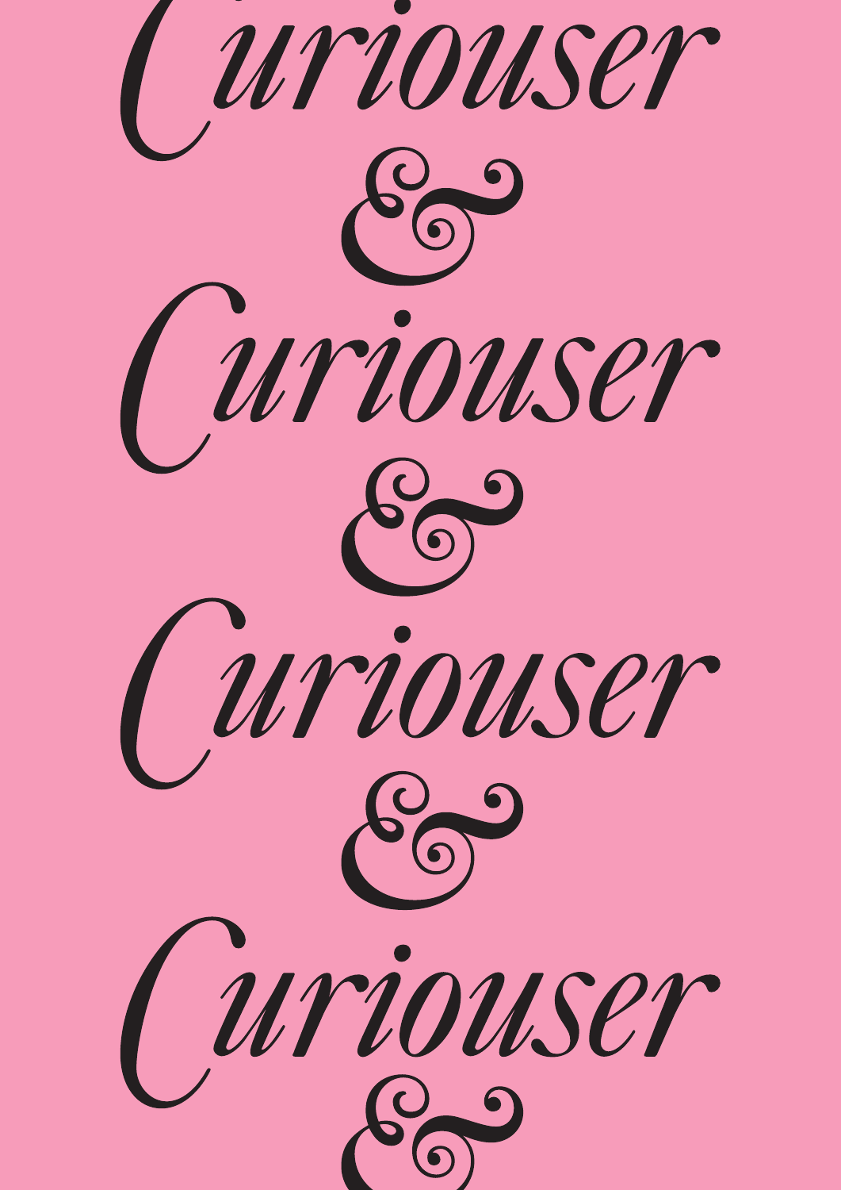Curiouser
&
Curiouser
&
Curiouser
&
Curiouser
&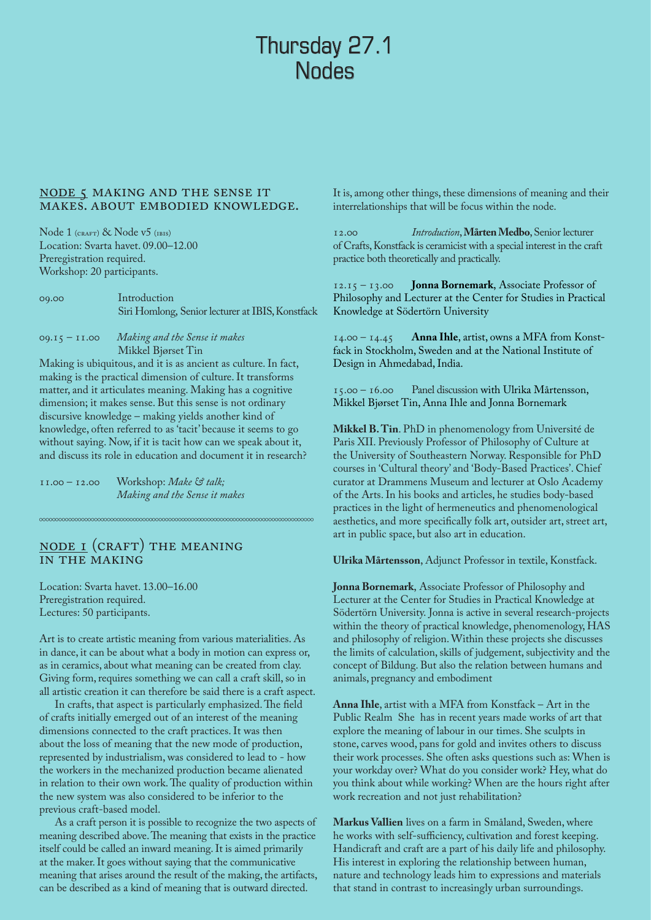# Thursday 27.1
# Nodes

## NODE 5 MAKING AND THE SENSE IT MAKES. ABOUT EMBODIED KNOWLEDGE.

Node 1 (CRAFT) & Node v5 (IBIS)
Location: Svarta havet. 09.00–12.00
Preregistration required.
Workshop: 20 participants.

09.00 Introduction
Siri Homlong, Senior lecturer at IBIS, Konstfack

09.15 – 11.00 *Making and the Sense it makes*
Mikkel Bjørset Tin

Making is ubiquitous, and it is as ancient as culture. In fact, making is the practical dimension of culture. It transforms matter, and it articulates meaning. Making has a cognitive dimension; it makes sense. But this sense is not ordinary discursive knowledge – making yields another kind of knowledge, often referred to as 'tacit' because it seems to go without saying. Now, if it is tacit how can we speak about it, and discuss its role in education and document it in research?

11.00 – 12.00 Workshop: *Make & talk; Making and the Sense it makes*

## NODE 1 (CRAFT) THE MEANING IN THE MAKING

Location: Svarta havet. 13.00–16.00
Preregistration required.
Lectures: 50 participants.

Art is to create artistic meaning from various materialities. As in dance, it can be about what a body in motion can express or, as in ceramics, about what meaning can be created from clay. Giving form, requires something we can call a craft skill, so in all artistic creation it can therefore be said there is a craft aspect.

In crafts, that aspect is particularly emphasized. The field of crafts initially emerged out of an interest of the meaning dimensions connected to the craft practices. It was then about the loss of meaning that the new mode of production, represented by industrialism, was considered to lead to - how the workers in the mechanized production became alienated in relation to their own work. The quality of production within the new system was also considered to be inferior to the previous craft-based model.

As a craft person it is possible to recognize the two aspects of meaning described above. The meaning that exists in the practice itself could be called an inward meaning. It is aimed primarily at the maker. It goes without saying that the communicative meaning that arises around the result of the making, the artifacts, can be described as a kind of meaning that is outward directed.

It is, among other things, these dimensions of meaning and their interrelationships that will be focus within the node.

12.00 *Introduction*, **Mårten Medbo**, Senior lecturer of Crafts, Konstfack is ceramicist with a special interest in the craft practice both theoretically and practically.

12.15 – 13.00 **Jonna Bornemark**, Associate Professor of Philosophy and Lecturer at the Center for Studies in Practical Knowledge at Södertörn University

14.00 – 14.45 **Anna Ihle**, artist, owns a MFA from Konstfack in Stockholm, Sweden and at the National Institute of Design in Ahmedabad, India.

15.00 – 16.00 Panel discussion with Ulrika Mårtensson, Mikkel Bjørset Tin, Anna Ihle and Jonna Bornemark

**Mikkel B. Tin**. PhD in phenomenology from Université de Paris XII. Previously Professor of Philosophy of Culture at the University of Southeastern Norway. Responsible for PhD courses in 'Cultural theory' and 'Body-Based Practices'. Chief curator at Drammens Museum and lecturer at Oslo Academy of the Arts. In his books and articles, he studies body-based practices in the light of hermeneutics and phenomenological aesthetics, and more specifically folk art, outsider art, street art, art in public space, but also art in education.

**Ulrika Mårtensson**, Adjunct Professor in textile, Konstfack.

**Jonna Bornemark**, Associate Professor of Philosophy and Lecturer at the Center for Studies in Practical Knowledge at Södertörn University. Jonna is active in several research-projects within the theory of practical knowledge, phenomenology, HAS and philosophy of religion. Within these projects she discusses the limits of calculation, skills of judgement, subjectivity and the concept of Bildung. But also the relation between humans and animals, pregnancy and embodiment

**Anna Ihle**, artist with a MFA from Konstfack – Art in the Public Realm She has in recent years made works of art that explore the meaning of labour in our times. She sculpts in stone, carves wood, pans for gold and invites others to discuss their work processes. She often asks questions such as: When is your workday over? What do you consider work? Hey, what do you think about while working? When are the hours right after work recreation and not just rehabilitation?

**Markus Vallien** lives on a farm in Småland, Sweden, where he works with self-sufficiency, cultivation and forest keeping. Handicraft and craft are a part of his daily life and philosophy. His interest in exploring the relationship between human, nature and technology leads him to expressions and materials that stand in contrast to increasingly urban surroundings.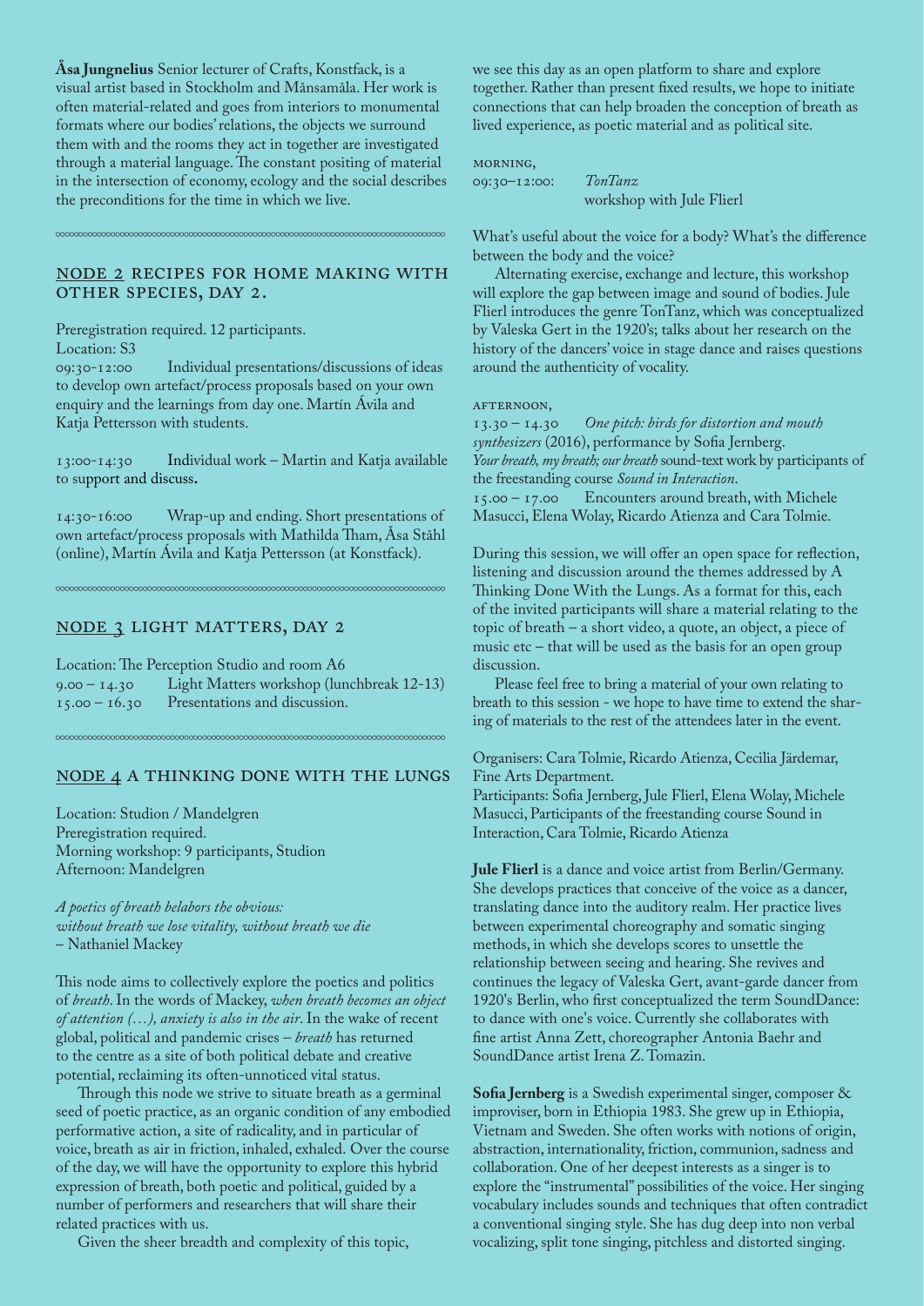**Åsa Jungnelius** Senior lecturer of Crafts, Konstfack, is a visual artist based in Stockholm and Månsamåla. Her work is often material-related and goes from interiors to monumental formats where our bodies' relations, the objects we surround them with and the rooms they act in together are investigated through a material language. The constant positing of material in the intersection of economy, ecology and the social describes the preconditions for the time in which we live.

## NODE 2 RECIPES FOR HOME MAKING WITH OTHER SPECIES, DAY 2.

Preregistration required. 12 participants.
Location: S3

09:30-12:00 Individual presentations/discussions of ideas to develop own artefact/process proposals based on your own enquiry and the learnings from day one. Martín Ávila and Katja Pettersson with students.

13:00-14:30 Individual work – Martin and Katja available to support and discuss.

14:30-16:00 Wrap-up and ending. Short presentations of own artefact/process proposals with Mathilda Tham, Åsa Ståhl (online), Martín Ávila and Katja Pettersson (at Konstfack).

## NODE 3 LIGHT MATTERS, DAY 2

Location: The Perception Studio and room A6

9.00 – 14.30 Light Matters workshop (lunchbreak 12-13)
15.00 – 16.30 Presentations and discussion.

## NODE 4 A THINKING DONE WITH THE LUNGS

Location: Studion / Mandelgren
Preregistration required.
Morning workshop: 9 participants, Studion
Afternoon: Mandelgren

*A poetics of breath belabors the obvious:*
*without breath we lose vitality, without breath we die*
– Nathaniel Mackey

This node aims to collectively explore the poetics and politics of *breath*. In the words of Mackey, *when breath becomes an object of attention (…), anxiety is also in the air*. In the wake of recent global, political and pandemic crises – *breath* has returned to the centre as a site of both political debate and creative potential, reclaiming its often-unnoticed vital status.

Through this node we strive to situate breath as a germinal seed of poetic practice, as an organic condition of any embodied performative action, a site of radicality, and in particular of voice, breath as air in friction, inhaled, exhaled. Over the course of the day, we will have the opportunity to explore this hybrid expression of breath, both poetic and political, guided by a number of performers and researchers that will share their related practices with us.

Given the sheer breadth and complexity of this topic, we see this day as an open platform to share and explore together. Rather than present fixed results, we hope to initiate connections that can help broaden the conception of breath as lived experience, as poetic material and as political site.

MORNING,
09:30–12:00: *TonTanz*
workshop with Jule Flierl

What's useful about the voice for a body? What's the difference between the body and the voice?

Alternating exercise, exchange and lecture, this workshop will explore the gap between image and sound of bodies. Jule Flierl introduces the genre TonTanz, which was conceptualized by Valeska Gert in the 1920's; talks about her research on the history of the dancers' voice in stage dance and raises questions around the authenticity of vocality.

AFTERNOON,
13.30 – 14.30 *One pitch: birds for distortion and mouth synthesizers* (2016), performance by Sofia Jernberg.
*Your breath, my breath; our breath* sound-text work by participants of the freestanding course *Sound in Interaction*.
15.00 – 17.00 Encounters around breath, with Michele Masucci, Elena Wolay, Ricardo Atienza and Cara Tolmie.

During this session, we will offer an open space for reflection, listening and discussion around the themes addressed by A Thinking Done With the Lungs. As a format for this, each of the invited participants will share a material relating to the topic of breath – a short video, a quote, an object, a piece of music etc – that will be used as the basis for an open group discussion.

Please feel free to bring a material of your own relating to breath to this session - we hope to have time to extend the sharing of materials to the rest of the attendees later in the event.

Organisers: Cara Tolmie, Ricardo Atienza, Cecilia Järdemar, Fine Arts Department.
Participants: Sofia Jernberg, Jule Flierl, Elena Wolay, Michele Masucci, Participants of the freestanding course Sound in Interaction, Cara Tolmie, Ricardo Atienza

**Jule Flierl** is a dance and voice artist from Berlin/Germany. She develops practices that conceive of the voice as a dancer, translating dance into the auditory realm. Her practice lives between experimental choreography and somatic singing methods, in which she develops scores to unsettle the relationship between seeing and hearing. She revives and continues the legacy of Valeska Gert, avant-garde dancer from 1920's Berlin, who first conceptualized the term SoundDance: to dance with one's voice. Currently she collaborates with fine artist Anna Zett, choreographer Antonia Baehr and SoundDance artist Irena Z. Tomazin.

**Sofia Jernberg** is a Swedish experimental singer, composer & improviser, born in Ethiopia 1983. She grew up in Ethiopia, Vietnam and Sweden. She often works with notions of origin, abstraction, internationality, friction, communion, sadness and collaboration. One of her deepest interests as a singer is to explore the "instrumental" possibilities of the voice. Her singing vocabulary includes sounds and techniques that often contradict a conventional singing style. She has dug deep into non verbal vocalizing, split tone singing, pitchless and distorted singing.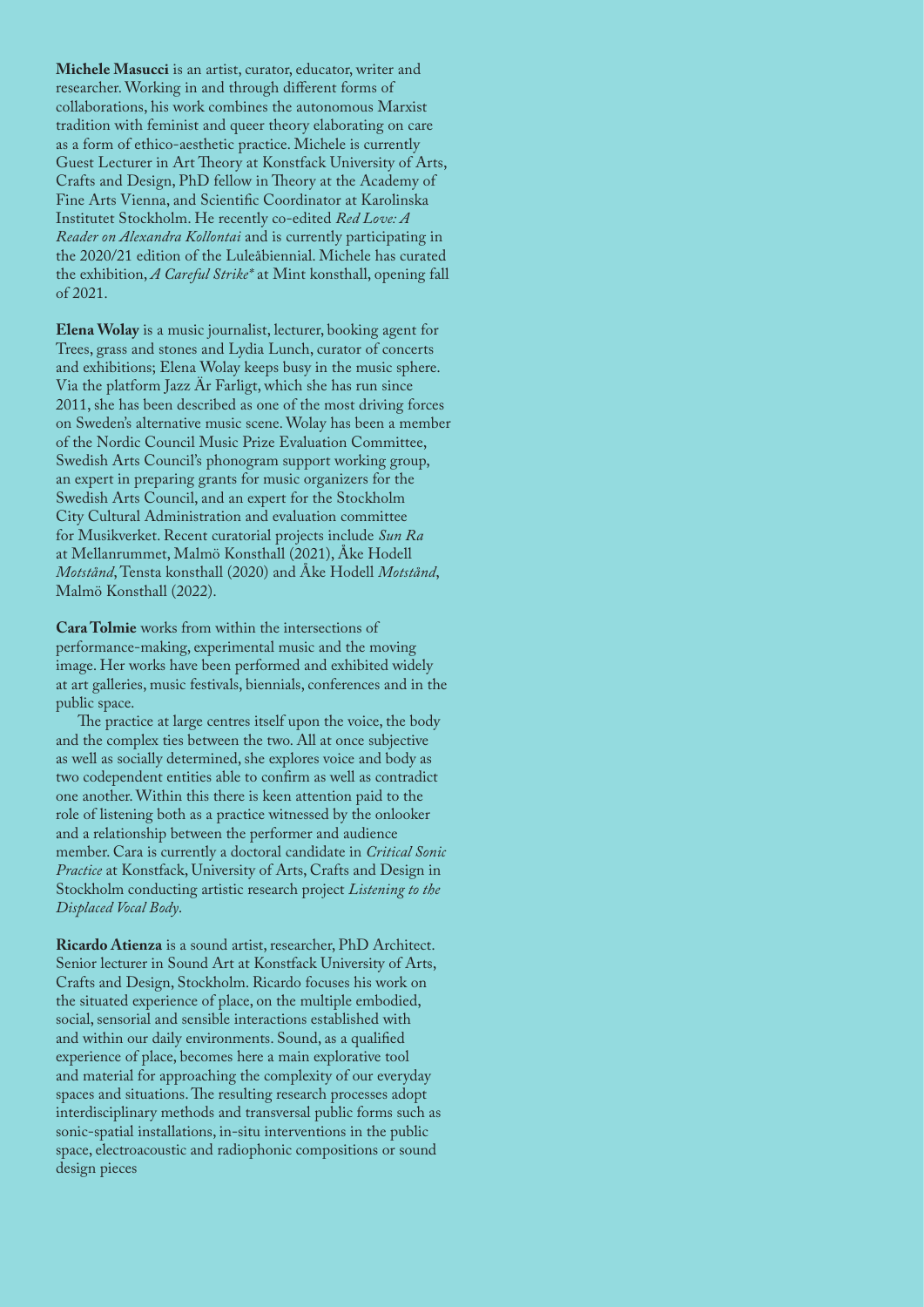**Michele Masucci** is an artist, curator, educator, writer and researcher. Working in and through different forms of collaborations, his work combines the autonomous Marxist tradition with feminist and queer theory elaborating on care as a form of ethico-aesthetic practice. Michele is currently Guest Lecturer in Art Theory at Konstfack University of Arts, Crafts and Design, PhD fellow in Theory at the Academy of Fine Arts Vienna, and Scientific Coordinator at Karolinska Institutet Stockholm. He recently co-edited *Red Love: A Reader on Alexandra Kollontai* and is currently participating in the 2020/21 edition of the Luleåbiennial. Michele has curated the exhibition, *A Careful Strike** at Mint konsthall, opening fall of 2021.

**Elena Wolay** is a music journalist, lecturer, booking agent for Trees, grass and stones and Lydia Lunch, curator of concerts and exhibitions; Elena Wolay keeps busy in the music sphere. Via the platform Jazz Är Farligt, which she has run since 2011, she has been described as one of the most driving forces on Sweden's alternative music scene. Wolay has been a member of the Nordic Council Music Prize Evaluation Committee, Swedish Arts Council's phonogram support working group, an expert in preparing grants for music organizers for the Swedish Arts Council, and an expert for the Stockholm City Cultural Administration and evaluation committee for Musikverket. Recent curatorial projects include *Sun Ra* at Mellanrummet, Malmö Konsthall (2021), Åke Hodell *Motstånd*, Tensta konsthall (2020) and Åke Hodell *Motstånd*, Malmö Konsthall (2022).

**Cara Tolmie** works from within the intersections of performance-making, experimental music and the moving image. Her works have been performed and exhibited widely at art galleries, music festivals, biennials, conferences and in the public space.

The practice at large centres itself upon the voice, the body and the complex ties between the two. All at once subjective as well as socially determined, she explores voice and body as two codependent entities able to confirm as well as contradict one another. Within this there is keen attention paid to the role of listening both as a practice witnessed by the onlooker and a relationship between the performer and audience member. Cara is currently a doctoral candidate in *Critical Sonic Practice* at Konstfack, University of Arts, Crafts and Design in Stockholm conducting artistic research project *Listening to the Displaced Vocal Body*.

**Ricardo Atienza** is a sound artist, researcher, PhD Architect. Senior lecturer in Sound Art at Konstfack University of Arts, Crafts and Design, Stockholm. Ricardo focuses his work on the situated experience of place, on the multiple embodied, social, sensorial and sensible interactions established with and within our daily environments. Sound, as a qualified experience of place, becomes here a main explorative tool and material for approaching the complexity of our everyday spaces and situations. The resulting research processes adopt interdisciplinary methods and transversal public forms such as sonic-spatial installations, in-situ interventions in the public space, electroacoustic and radiophonic compositions or sound design pieces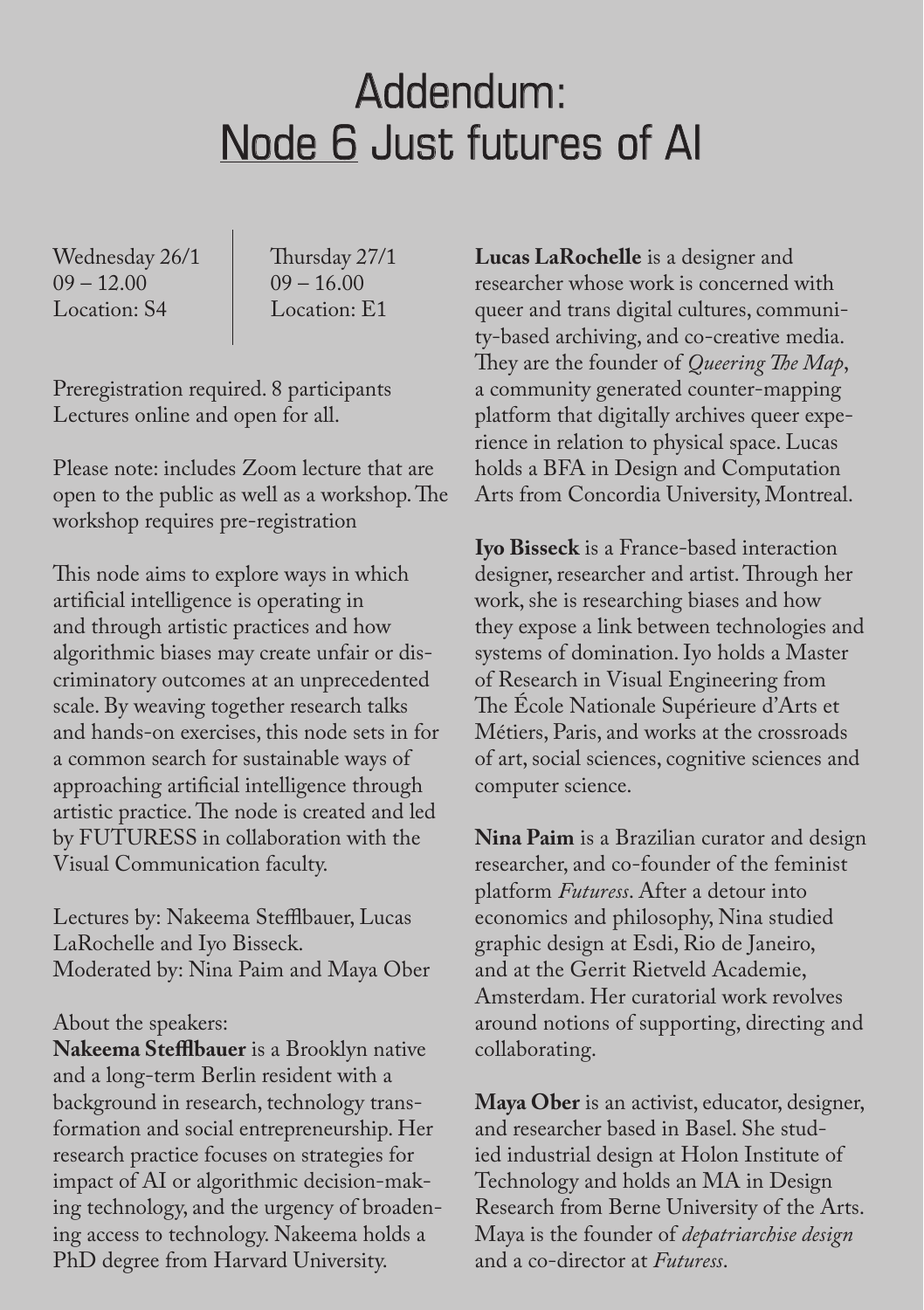# Addendum: Node 6 Just futures of AI

Wednesday 26/1
09 – 12.00
Location: S4

Thursday 27/1
09 – 16.00
Location: E1

Preregistration required. 8 participants
Lectures online and open for all.

Please note: includes Zoom lecture that are open to the public as well as a workshop. The workshop requires pre-registration

This node aims to explore ways in which artificial intelligence is operating in and through artistic practices and how algorithmic biases may create unfair or discriminatory outcomes at an unprecedented scale. By weaving together research talks and hands-on exercises, this node sets in for a common search for sustainable ways of approaching artificial intelligence through artistic practice. The node is created and led by FUTURESS in collaboration with the Visual Communication faculty.

Lectures by: Nakeema Stefflbauer, Lucas LaRochelle and Iyo Bisseck.
Moderated by: Nina Paim and Maya Ober

About the speakers:

**Nakeema Stefflbauer** is a Brooklyn native and a long-term Berlin resident with a background in research, technology transformation and social entrepreneurship. Her research practice focuses on strategies for impact of AI or algorithmic decision-making technology, and the urgency of broadening access to technology. Nakeema holds a PhD degree from Harvard University.

**Lucas LaRochelle** is a designer and researcher whose work is concerned with queer and trans digital cultures, community-based archiving, and co-creative media. They are the founder of *Queering The Map*, a community generated counter-mapping platform that digitally archives queer experience in relation to physical space. Lucas holds a BFA in Design and Computation Arts from Concordia University, Montreal.

**Iyo Bisseck** is a France-based interaction designer, researcher and artist. Through her work, she is researching biases and how they expose a link between technologies and systems of domination. Iyo holds a Master of Research in Visual Engineering from The École Nationale Supérieure d'Arts et Métiers, Paris, and works at the crossroads of art, social sciences, cognitive sciences and computer science.

**Nina Paim** is a Brazilian curator and design researcher, and co-founder of the feminist platform *Futuress*. After a detour into economics and philosophy, Nina studied graphic design at Esdi, Rio de Janeiro, and at the Gerrit Rietveld Academie, Amsterdam. Her curatorial work revolves around notions of supporting, directing and collaborating.

**Maya Ober** is an activist, educator, designer, and researcher based in Basel. She studied industrial design at Holon Institute of Technology and holds an MA in Design Research from Berne University of the Arts. Maya is the founder of *depatriarchise design* and a co-director at *Futuress*.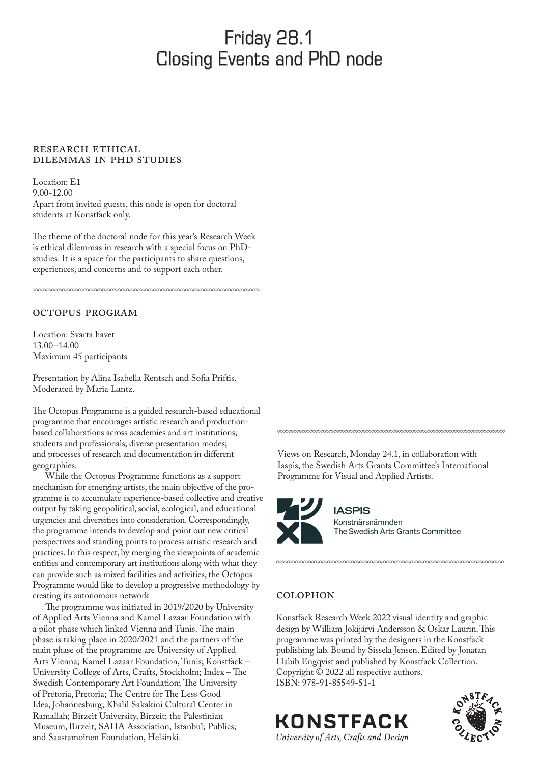# Friday 28.1
# Closing Events and PhD node

## RESEARCH ETHICAL DILEMMAS IN PHD STUDIES

Location: E1
9.00-12.00
Apart from invited guests, this node is open for doctoral students at Konstfack only.

The theme of the doctoral node for this year's Research Week is ethical dilemmas in research with a special focus on PhD-studies. It is a space for the participants to share questions, experiences, and concerns and to support each other.

## OCTOPUS PROGRAM

Location: Svarta havet
13.00–14.00
Maximum 45 participants

Presentation by Alina Isabella Rentsch and Sofia Priftis. Moderated by Maria Lantz.

The Octopus Programme is a guided research-based educational programme that encourages artistic research and production-based collaborations across academies and art institutions; students and professionals; diverse presentation modes; and processes of research and documentation in different geographies.

While the Octopus Programme functions as a support mechanism for emerging artists, the main objective of the programme is to accumulate experience-based collective and creative output by taking geopolitical, social, ecological, and educational urgencies and diversities into consideration. Correspondingly, the programme intends to develop and point out new critical perspectives and standing points to process artistic research and practices. In this respect, by merging the viewpoints of academic entities and contemporary art institutions along with what they can provide such as mixed facilities and activities, the Octopus Programme would like to develop a progressive methodology by creating its autonomous network

The programme was initiated in 2019/2020 by University of Applied Arts Vienna and Kamel Lazaar Foundation with a pilot phase which linked Vienna and Tunis. The main phase is taking place in 2020/2021 and the partners of the main phase of the programme are University of Applied Arts Vienna; Kamel Lazaar Foundation, Tunis; Konstfack – University College of Arts, Crafts, Stockholm; Index – The Swedish Contemporary Art Foundation; The University of Pretoria, Pretoria; The Centre for The Less Good Idea, Johannesburg; Khalil Sakakini Cultural Center in Ramallah; Birzeit University, Birzeit; the Palestinian Museum, Birzeit; SAHA Association, Istanbul; Publics; and Saastamoinen Foundation, Helsinki.

Views on Research, Monday 24.1, in collaboration with Iaspis, the Swedish Arts Grants Committee's International Programme for Visual and Applied Artists.

IASPIS
Konstnärsnämnden
The Swedish Arts Grants Committee

## COLOPHON

Konstfack Research Week 2022 visual identity and graphic design by William Jokijärvi Andersson & Oskar Laurin. This programme was printed by the designers in the Konstfack publishing lab. Bound by Sissela Jensen. Edited by Jonatan Habib Engqvist and published by Konstfack Collection. Copyright © 2022 all respective authors.
ISBN: 978-91-85549-51-1

KONSTFACK
*University of Arts, Crafts and Design*

KONSTFACK COLLECTION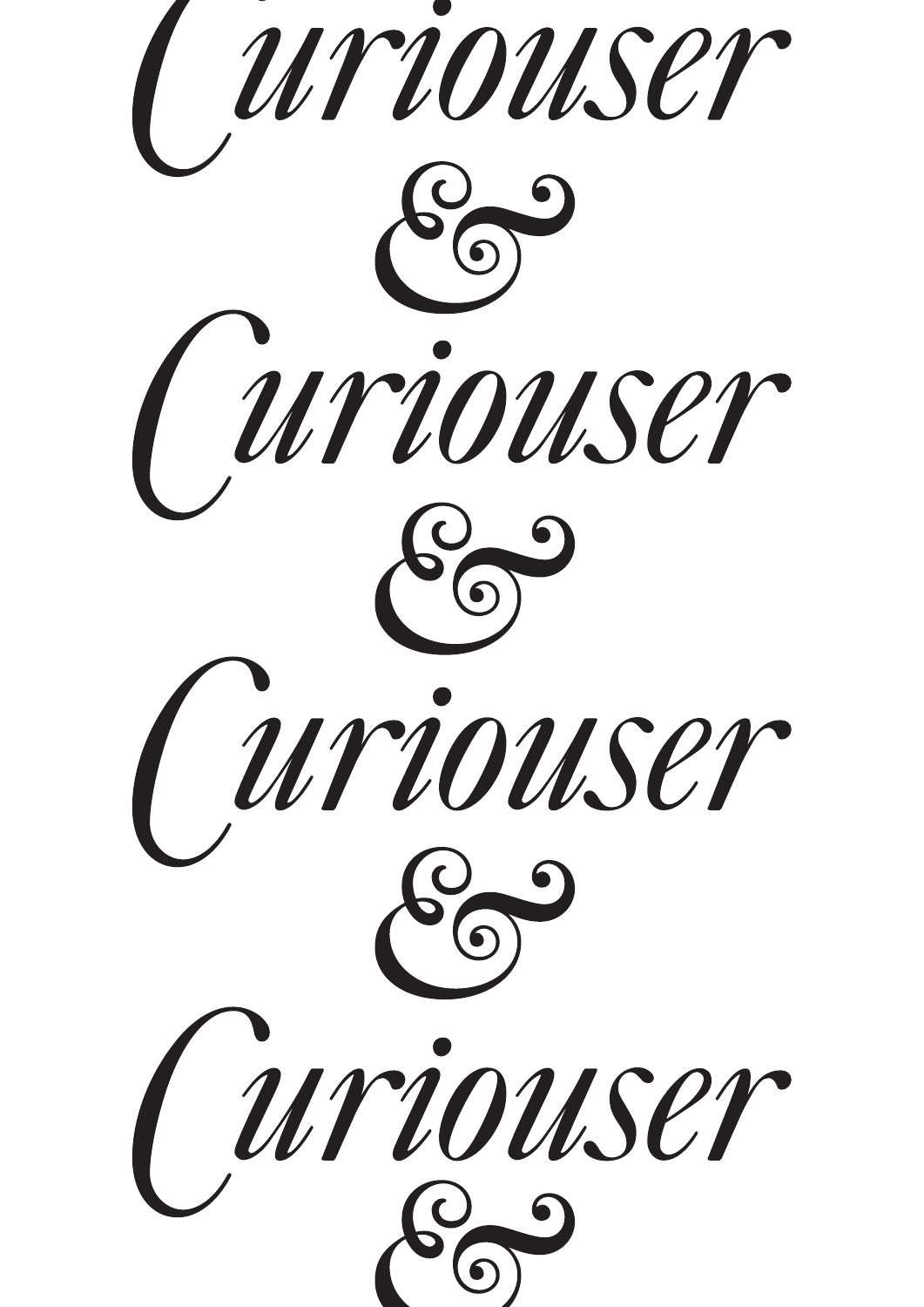Curiouser
&
Curiouser
&
Curiouser
&
Curiouser
&